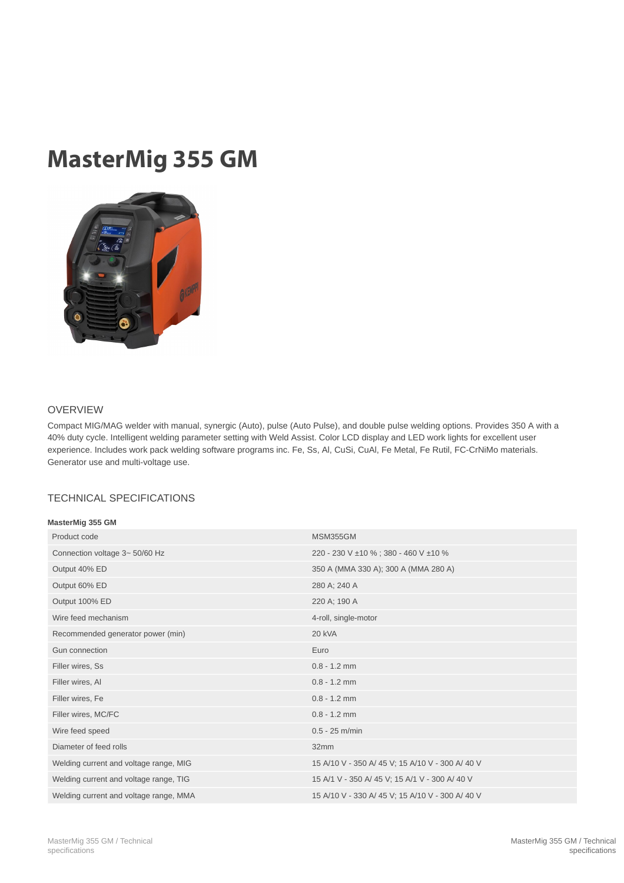# MasterMig 355 GM

## OVERVIEW

Compact MIG/MAG welder with manual, synergic (Auto), pulse (Auto Pulse), and double pulse welding options. Provides 350 A with a 40% duty cycle. Intelligent welding parameter setting with Weld Assist. Color LCD display and LED work lights for excellent user experience. Includes work pack welding software programs inc. Fe, Ss, Al, CuSi, CuAl, Fe Metal, Fe Rutil, FC-CrNiMo materials. Generator use and multi-voltage use.

## TECHNICAL SPECIFICATIONS

**MasterMig 355 GM**

| | |
|---|---|
| Product code | MSM355GM |
| Connection voltage 3~ 50/60 Hz | 220 - 230 V ±10 % ; 380 - 460 V ±10 % |
| Output 40% ED | 350 A (MMA 330 A); 300 A (MMA 280 A) |
| Output 60% ED | 280 A; 240 A |
| Output 100% ED | 220 A; 190 A |
| Wire feed mechanism | 4-roll, single-motor |
| Recommended generator power (min) | 20 kVA |
| Gun connection | Euro |
| Filler wires, Ss | 0.8 - 1.2 mm |
| Filler wires, Al | 0.8 - 1.2 mm |
| Filler wires, Fe | 0.8 - 1.2 mm |
| Filler wires, MC/FC | 0.8 - 1.2 mm |
| Wire feed speed | 0.5 - 25 m/min |
| Diameter of feed rolls | 32mm |
| Welding current and voltage range, MIG | 15 A/10 V - 350 A/ 45 V; 15 A/10 V - 300 A/ 40 V |
| Welding current and voltage range, TIG | 15 A/1 V - 350 A/ 45 V; 15 A/1 V - 300 A/ 40 V |
| Welding current and voltage range, MMA | 15 A/10 V - 330 A/ 45 V; 15 A/10 V - 300 A/ 40 V |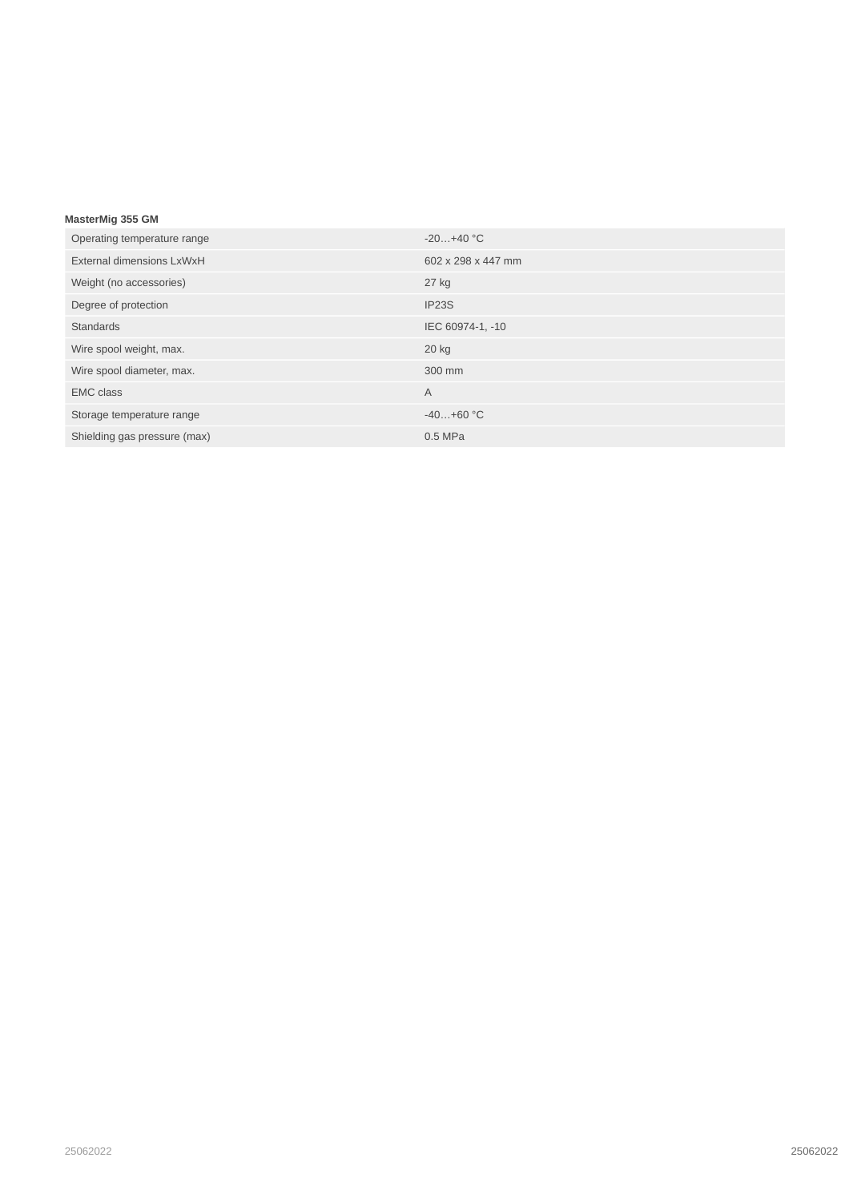**MasterMig 355 GM**

| | |
|---|---|
| Operating temperature range | -20…+40 °C |
| External dimensions LxWxH | 602 x 298 x 447 mm |
| Weight (no accessories) | 27 kg |
| Degree of protection | IP23S |
| Standards | IEC 60974-1, -10 |
| Wire spool weight, max. | 20 kg |
| Wire spool diameter, max. | 300 mm |
| EMC class | A |
| Storage temperature range | -40…+60 °C |
| Shielding gas pressure (max) | 0.5 MPa |